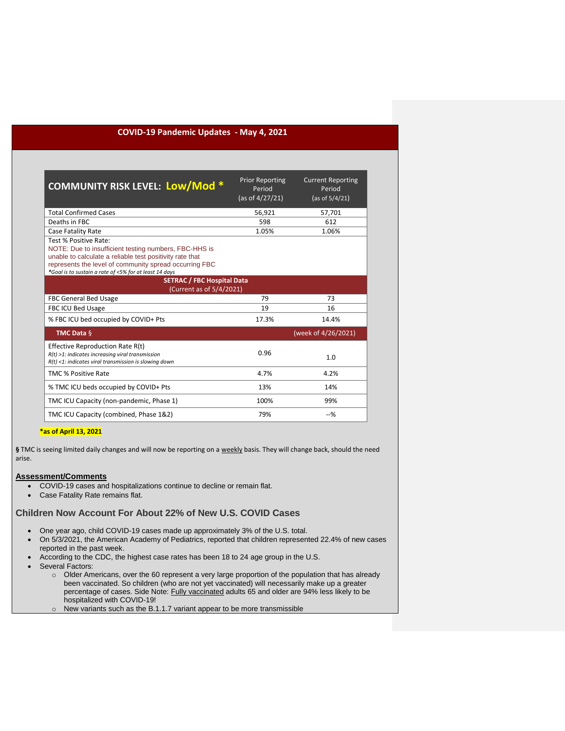# COVID-19 Pandemic Updates - May 4, 2021

| COMMUNITY RISK LEVEL: **Low/Mod** * | Prior Reporting Period (as of 4/27/21) | Current Reporting Period (as of 5/4/21) |
|---|---|---|
| Total Confirmed Cases | 56,921 | 57,701 |
| Deaths in FBC | 598 | 612 |
| Case Fatality Rate | 1.05% | 1.06% |
| Test % Positive Rate: NOTE: Due to insufficient testing numbers, FBC-HHS is unable to calculate a reliable test positivity rate that represents the level of community spread occurring FBC *\*Goal is to sustain a rate of <5% for at least 14 days* | | |
| **SETRAC / FBC Hospital Data** (Current as of 5/4/2021) | | |
| FBC General Bed Usage | 79 | 73 |
| FBC ICU Bed Usage | 19 | 16 |
| % FBC ICU bed occupied by COVID+ Pts | 17.3% | 14.4% |
| **TMC Data** § | | (week of 4/26/2021) |
| Effective Reproduction Rate R(t) *R(t) >1: indicates increasing viral transmission* *R(t) <1: indicates viral transmission is slowing down* | 0.96 | 1.0 |
| TMC % Positive Rate | 4.7% | 4.2% |
| % TMC ICU beds occupied by COVID+ Pts | 13% | 14% |
| TMC ICU Capacity (non-pandemic, Phase 1) | 100% | 99% |
| TMC ICU Capacity (combined, Phase 1&2) | 79% | --% |

**\*as of April 13, 2021**

**§** TMC is seeing limited daily changes and will now be reporting on a weekly basis. They will change back, should the need arise.

## Assessment/Comments

- COVID-19 cases and hospitalizations continue to decline or remain flat.
- Case Fatality Rate remains flat.

## Children Now Account For About 22% of New U.S. COVID Cases

- One year ago, child COVID-19 cases made up approximately 3% of the U.S. total.
- On 5/3/2021, the American Academy of Pediatrics, reported that children represented 22.4% of new cases reported in the past week.
- According to the CDC, the highest case rates has been 18 to 24 age group in the U.S.
- Several Factors:
  - Older Americans, over the 60 represent a very large proportion of the population that has already been vaccinated. So children (who are not yet vaccinated) will necessarily make up a greater percentage of cases. Side Note: Fully vaccinated adults 65 and older are 94% less likely to be hospitalized with COVID-19!
  - New variants such as the B.1.1.7 variant appear to be more transmissible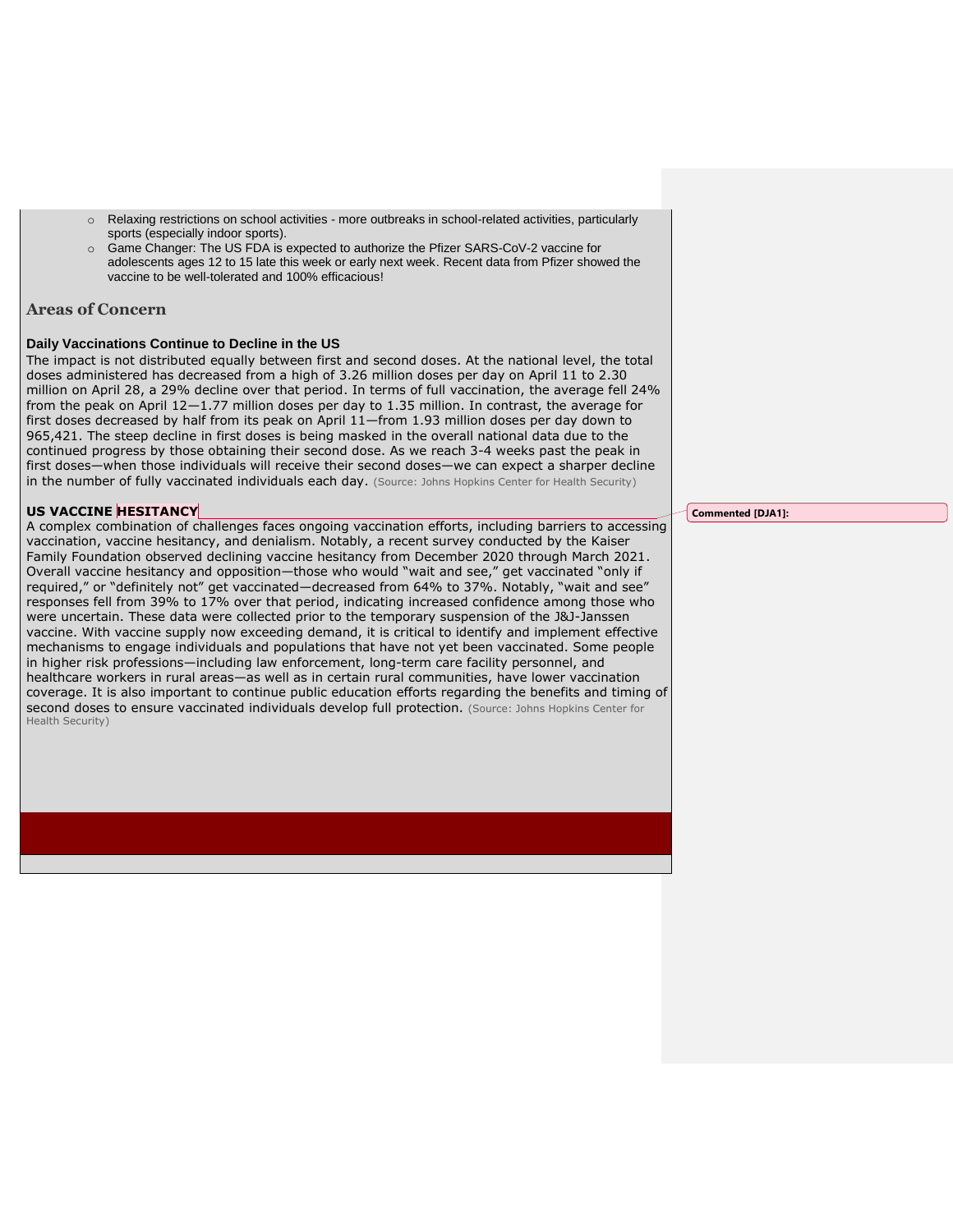- Relaxing restrictions on school activities - more outbreaks in school-related activities, particularly sports (especially indoor sports).
- Game Changer: The US FDA is expected to authorize the Pfizer SARS-CoV-2 vaccine for adolescents ages 12 to 15 late this week or early next week. Recent data from Pfizer showed the vaccine to be well-tolerated and 100% efficacious!

## Areas of Concern

### Daily Vaccinations Continue to Decline in the US

The impact is not distributed equally between first and second doses. At the national level, the total doses administered has decreased from a high of 3.26 million doses per day on April 11 to 2.30 million on April 28, a 29% decline over that period. In terms of full vaccination, the average fell 24% from the peak on April 12—1.77 million doses per day to 1.35 million. In contrast, the average for first doses decreased by half from its peak on April 11—from 1.93 million doses per day down to 965,421. The steep decline in first doses is being masked in the overall national data due to the continued progress by those obtaining their second dose. As we reach 3-4 weeks past the peak in first doses—when those individuals will receive their second doses—we can expect a sharper decline in the number of fully vaccinated individuals each day. (Source: Johns Hopkins Center for Health Security)

### US VACCINE HESITANCY

A complex combination of challenges faces ongoing vaccination efforts, including barriers to accessing vaccination, vaccine hesitancy, and denialism. Notably, a recent survey conducted by the Kaiser Family Foundation observed declining vaccine hesitancy from December 2020 through March 2021. Overall vaccine hesitancy and opposition—those who would "wait and see," get vaccinated "only if required," or "definitely not" get vaccinated—decreased from 64% to 37%. Notably, "wait and see" responses fell from 39% to 17% over that period, indicating increased confidence among those who were uncertain. These data were collected prior to the temporary suspension of the J&J-Janssen vaccine. With vaccine supply now exceeding demand, it is critical to identify and implement effective mechanisms to engage individuals and populations that have not yet been vaccinated. Some people in higher risk professions—including law enforcement, long-term care facility personnel, and healthcare workers in rural areas—as well as in certain rural communities, have lower vaccination coverage. It is also important to continue public education efforts regarding the benefits and timing of second doses to ensure vaccinated individuals develop full protection. (Source: Johns Hopkins Center for Health Security)

**Commented [DJA1]:**